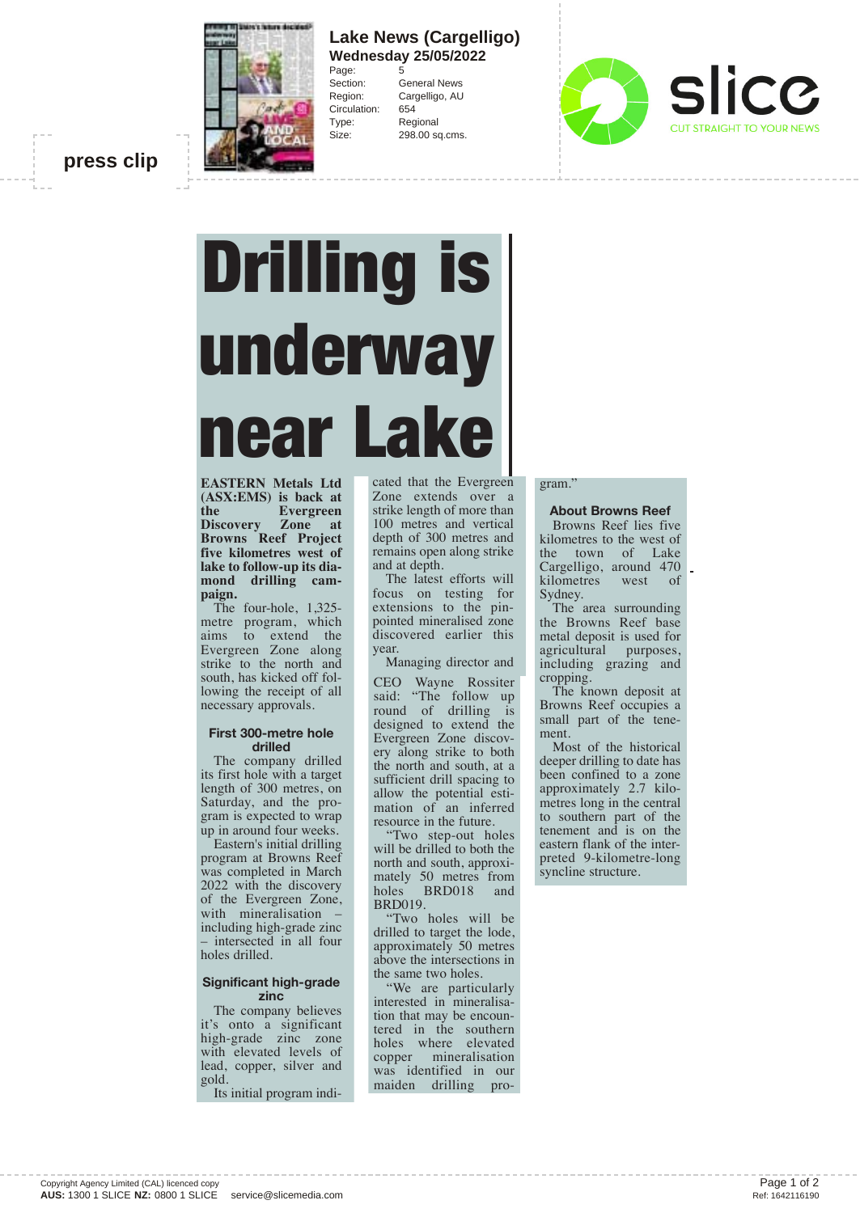**Lake News (Cargelligo)**
**Wednesday 25/05/2022**

Page: 5
Section: General News
Region: Cargelligo, AU
Circulation: 654
Type: Regional
Size: 298.00 sq.cms.

press clip

# Drilling is underway near Lake

**EASTERN Metals Ltd (ASX:EMS) is back at the Evergreen Discovery Zone at Browns Reef Project five kilometres west of lake to follow-up its diamond drilling campaign.**

The four-hole, 1,325-metre program, which aims to extend the Evergreen Zone along strike to the north and south, has kicked off following the receipt of all necessary approvals.

### First 300-metre hole drilled

The company drilled its first hole with a target length of 300 metres, on Saturday, and the program is expected to wrap up in around four weeks.

Eastern's initial drilling program at Browns Reef was completed in March 2022 with the discovery of the Evergreen Zone, with mineralisation – including high-grade zinc – intersected in all four holes drilled.

### Significant high-grade zinc

The company believes it's onto a significant high-grade zinc zone with elevated levels of lead, copper, silver and gold.

Its initial program indicated that the Evergreen Zone extends over a strike length of more than 100 metres and vertical depth of 300 metres and remains open along strike and at depth.

The latest efforts will focus on testing for extensions to the pinpointed mineralised zone discovered earlier this year.

Managing director and CEO Wayne Rossiter said: "The follow up round of drilling is designed to extend the Evergreen Zone discovery along strike to both the north and south, at a sufficient drill spacing to allow the potential estimation of an inferred resource in the future.

"Two step-out holes will be drilled to both the north and south, approximately 50 metres from holes BRD018 and BRD019.

"Two holes will be drilled to target the lode, approximately 50 metres above the intersections in the same two holes.

"We are particularly interested in mineralisation that may be encountered in the southern holes where elevated copper mineralisation was identified in our maiden drilling program."

### About Browns Reef

Browns Reef lies five kilometres to the west of the town of Lake Cargelligo, around 470 kilometres west of Sydney.

The area surrounding the Browns Reef base metal deposit is used for agricultural purposes, including grazing and cropping.

The known deposit at Browns Reef occupies a small part of the tenement.

Most of the historical deeper drilling to date has been confined to a zone approximately 2.7 kilometres long in the central to southern part of the tenement and is on the eastern flank of the interpreted 9-kilometre-long syncline structure.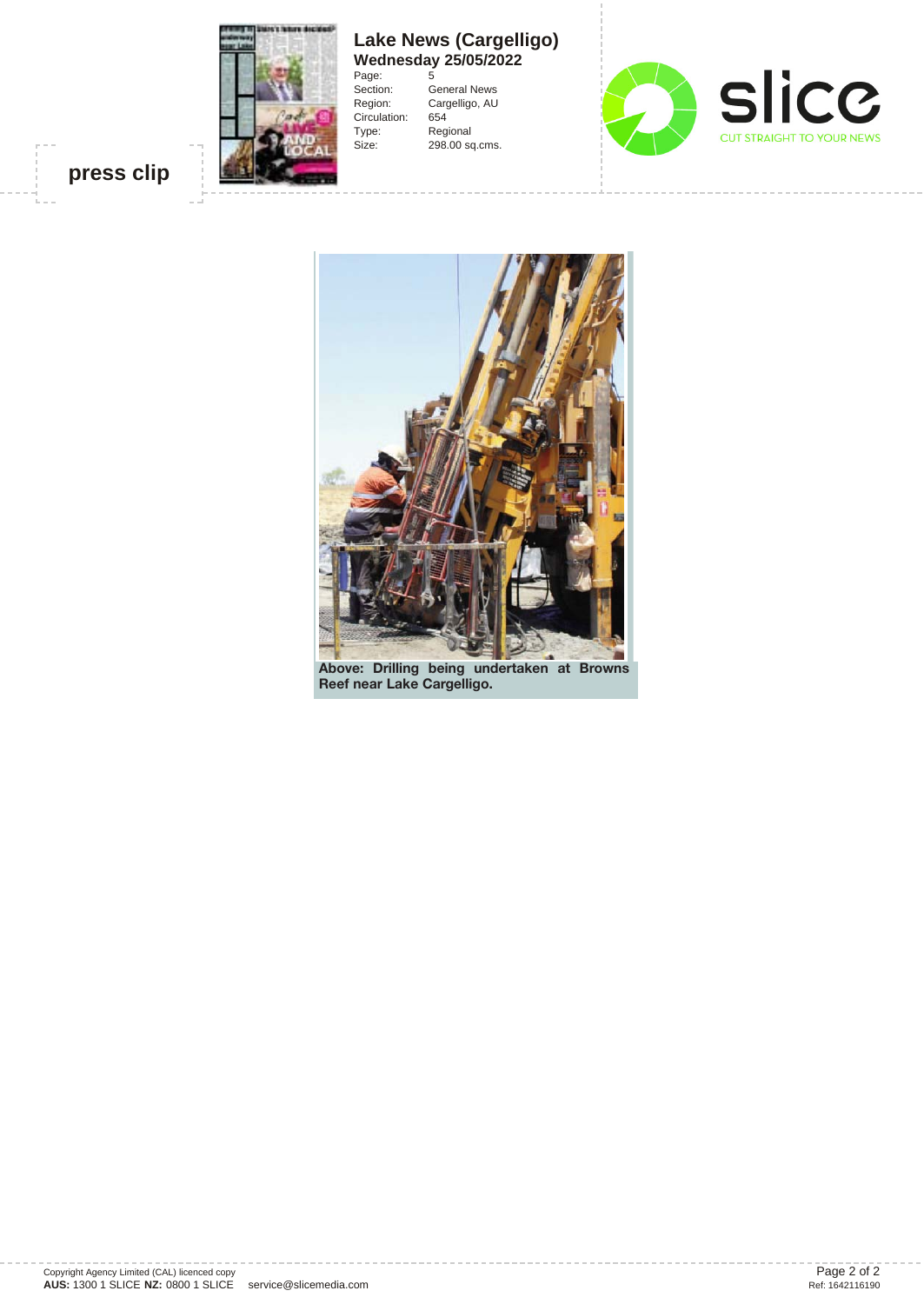press clip

**Lake News (Cargelligo)**
**Wednesday 25/05/2022**

Page: 5
Section: General News
Region: Cargelligo, AU
Circulation: 654
Type: Regional
Size: 298.00 sq.cms.

**Above: Drilling being undertaken at Browns Reef near Lake Cargelligo.**

Copyright Agency Limited (CAL) licenced copy
**AUS:** 1300 1 SLICE **NZ:** 0800 1 SLICE service@slicemedia.com

Ref: 1642116190